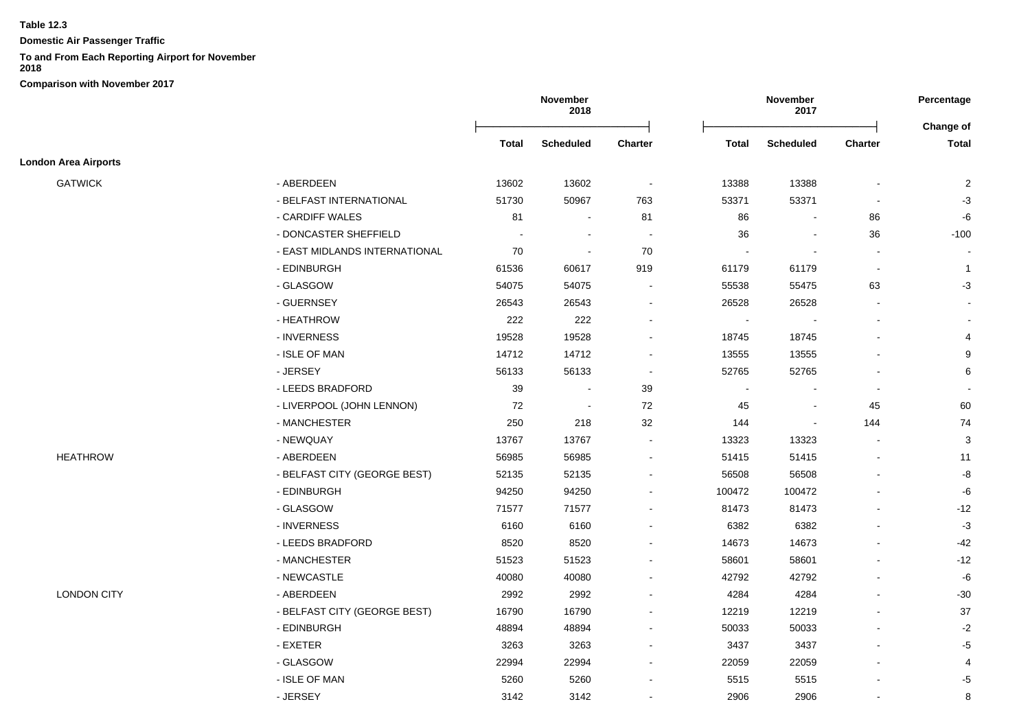**Table 12.3**

**Domestic Air Passenger Traffic**

**To and From Each Reporting Airport for November 2018**

**Comparison with November 2017**

| | | November 2018 | | | November 2017 | | | Percentage Change of |
|---|---|---|---|---|---|---|---|---|
| | | **Total** | **Scheduled** | **Charter** | **Total** | **Scheduled** | **Charter** | **Total** |
| **London Area Airports** | | | | | | | | |
| GATWICK | - ABERDEEN | 13602 | 13602 | - | 13388 | 13388 | - | 2 |
| | - BELFAST INTERNATIONAL | 51730 | 50967 | 763 | 53371 | 53371 | - | -3 |
| | - CARDIFF WALES | 81 | - | 81 | 86 | - | 86 | -6 |
| | - DONCASTER SHEFFIELD | - | - | - | 36 | - | 36 | -100 |
| | - EAST MIDLANDS INTERNATIONAL | 70 | - | 70 | - | - | - | - |
| | - EDINBURGH | 61536 | 60617 | 919 | 61179 | 61179 | - | 1 |
| | - GLASGOW | 54075 | 54075 | - | 55538 | 55475 | 63 | -3 |
| | - GUERNSEY | 26543 | 26543 | - | 26528 | 26528 | - | - |
| | - HEATHROW | 222 | 222 | - | - | - | - | - |
| | - INVERNESS | 19528 | 19528 | - | 18745 | 18745 | - | 4 |
| | - ISLE OF MAN | 14712 | 14712 | - | 13555 | 13555 | - | 9 |
| | - JERSEY | 56133 | 56133 | - | 52765 | 52765 | - | 6 |
| | - LEEDS BRADFORD | 39 | - | 39 | - | - | - | - |
| | - LIVERPOOL (JOHN LENNON) | 72 | - | 72 | 45 | - | 45 | 60 |
| | - MANCHESTER | 250 | 218 | 32 | 144 | - | 144 | 74 |
| | - NEWQUAY | 13767 | 13767 | - | 13323 | 13323 | - | 3 |
| HEATHROW | - ABERDEEN | 56985 | 56985 | - | 51415 | 51415 | - | 11 |
| | - BELFAST CITY (GEORGE BEST) | 52135 | 52135 | - | 56508 | 56508 | - | -8 |
| | - EDINBURGH | 94250 | 94250 | - | 100472 | 100472 | - | -6 |
| | - GLASGOW | 71577 | 71577 | - | 81473 | 81473 | - | -12 |
| | - INVERNESS | 6160 | 6160 | - | 6382 | 6382 | - | -3 |
| | - LEEDS BRADFORD | 8520 | 8520 | - | 14673 | 14673 | - | -42 |
| | - MANCHESTER | 51523 | 51523 | - | 58601 | 58601 | - | -12 |
| | - NEWCASTLE | 40080 | 40080 | - | 42792 | 42792 | - | -6 |
| LONDON CITY | - ABERDEEN | 2992 | 2992 | - | 4284 | 4284 | - | -30 |
| | - BELFAST CITY (GEORGE BEST) | 16790 | 16790 | - | 12219 | 12219 | - | 37 |
| | - EDINBURGH | 48894 | 48894 | - | 50033 | 50033 | - | -2 |
| | - EXETER | 3263 | 3263 | - | 3437 | 3437 | - | -5 |
| | - GLASGOW | 22994 | 22994 | - | 22059 | 22059 | - | 4 |
| | - ISLE OF MAN | 5260 | 5260 | - | 5515 | 5515 | - | -5 |
| | - JERSEY | 3142 | 3142 | - | 2906 | 2906 | - | 8 |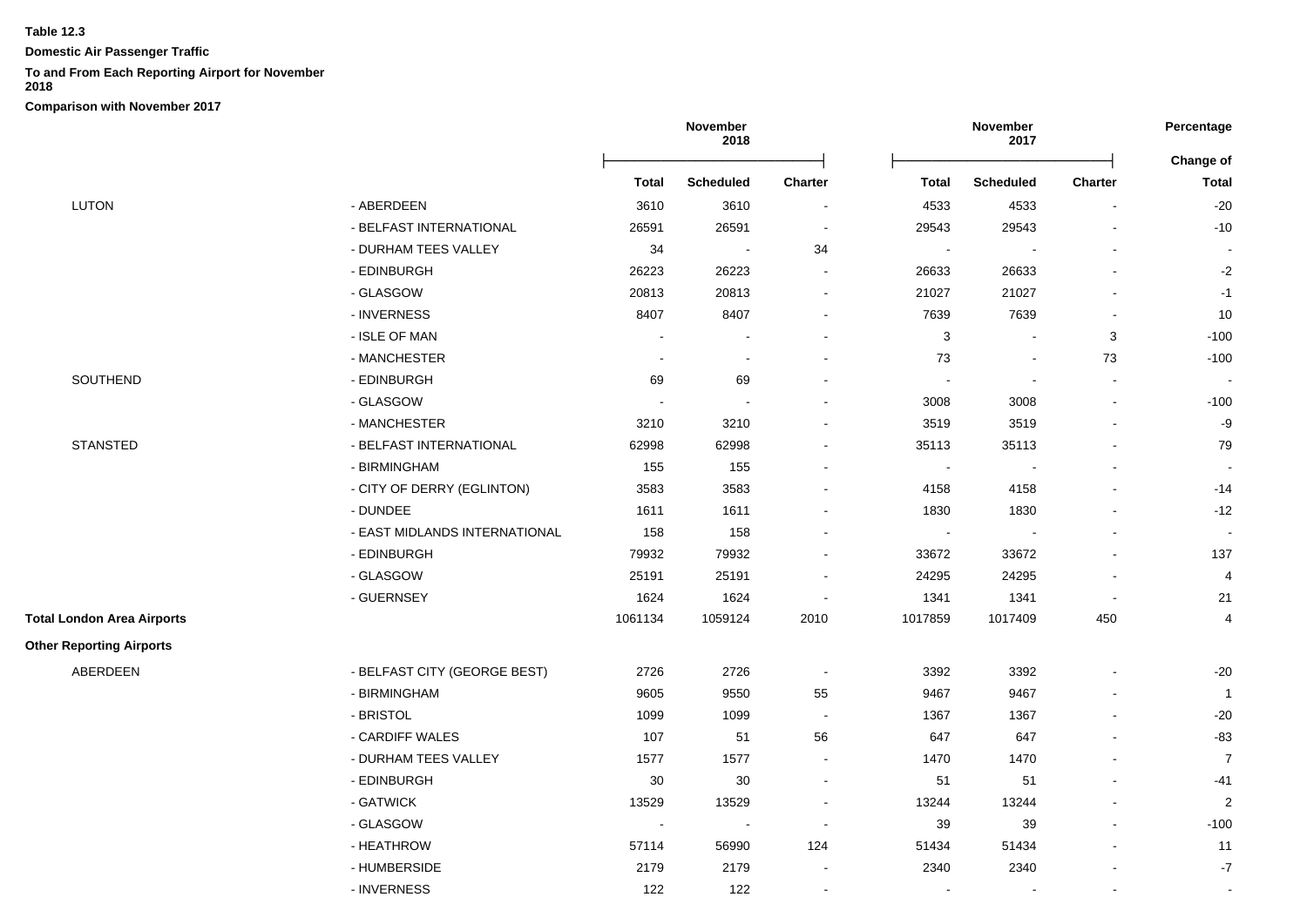**Table 12.3**

**Domestic Air Passenger Traffic**

**To and From Each Reporting Airport for November 2018**

**Comparison with November 2017**

| | | November 2018 | | | November 2017 | | | Percentage |
|---|---|---|---|---|---|---|---|---|
| | | **Total** | **Scheduled** | **Charter** | **Total** | **Scheduled** | **Charter** | **Change of Total** |
| LUTON | - ABERDEEN | 3610 | 3610 | - | 4533 | 4533 | - | -20 |
| | - BELFAST INTERNATIONAL | 26591 | 26591 | - | 29543 | 29543 | - | -10 |
| | - DURHAM TEES VALLEY | 34 | - | 34 | - | - | - | - |
| | - EDINBURGH | 26223 | 26223 | - | 26633 | 26633 | - | -2 |
| | - GLASGOW | 20813 | 20813 | - | 21027 | 21027 | - | -1 |
| | - INVERNESS | 8407 | 8407 | - | 7639 | 7639 | - | 10 |
| | - ISLE OF MAN | - | - | - | 3 | - | 3 | -100 |
| | - MANCHESTER | - | - | - | 73 | - | 73 | -100 |
| SOUTHEND | - EDINBURGH | 69 | 69 | - | - | - | - | - |
| | - GLASGOW | - | - | - | 3008 | 3008 | - | -100 |
| | - MANCHESTER | 3210 | 3210 | - | 3519 | 3519 | - | -9 |
| STANSTED | - BELFAST INTERNATIONAL | 62998 | 62998 | - | 35113 | 35113 | - | 79 |
| | - BIRMINGHAM | 155 | 155 | - | - | - | - | - |
| | - CITY OF DERRY (EGLINTON) | 3583 | 3583 | - | 4158 | 4158 | - | -14 |
| | - DUNDEE | 1611 | 1611 | - | 1830 | 1830 | - | -12 |
| | - EAST MIDLANDS INTERNATIONAL | 158 | 158 | - | - | - | - | - |
| | - EDINBURGH | 79932 | 79932 | - | 33672 | 33672 | - | 137 |
| | - GLASGOW | 25191 | 25191 | - | 24295 | 24295 | - | 4 |
| | - GUERNSEY | 1624 | 1624 | - | 1341 | 1341 | - | 21 |
| **Total London Area Airports** | | 1061134 | 1059124 | 2010 | 1017859 | 1017409 | 450 | 4 |
| **Other Reporting Airports** | | | | | | | | |
| ABERDEEN | - BELFAST CITY (GEORGE BEST) | 2726 | 2726 | - | 3392 | 3392 | - | -20 |
| | - BIRMINGHAM | 9605 | 9550 | 55 | 9467 | 9467 | - | 1 |
| | - BRISTOL | 1099 | 1099 | - | 1367 | 1367 | - | -20 |
| | - CARDIFF WALES | 107 | 51 | 56 | 647 | 647 | - | -83 |
| | - DURHAM TEES VALLEY | 1577 | 1577 | - | 1470 | 1470 | - | 7 |
| | - EDINBURGH | 30 | 30 | - | 51 | 51 | - | -41 |
| | - GATWICK | 13529 | 13529 | - | 13244 | 13244 | - | 2 |
| | - GLASGOW | - | - | - | 39 | 39 | - | -100 |
| | - HEATHROW | 57114 | 56990 | 124 | 51434 | 51434 | - | 11 |
| | - HUMBERSIDE | 2179 | 2179 | - | 2340 | 2340 | - | -7 |
| | - INVERNESS | 122 | 122 | - | - | - | - | - |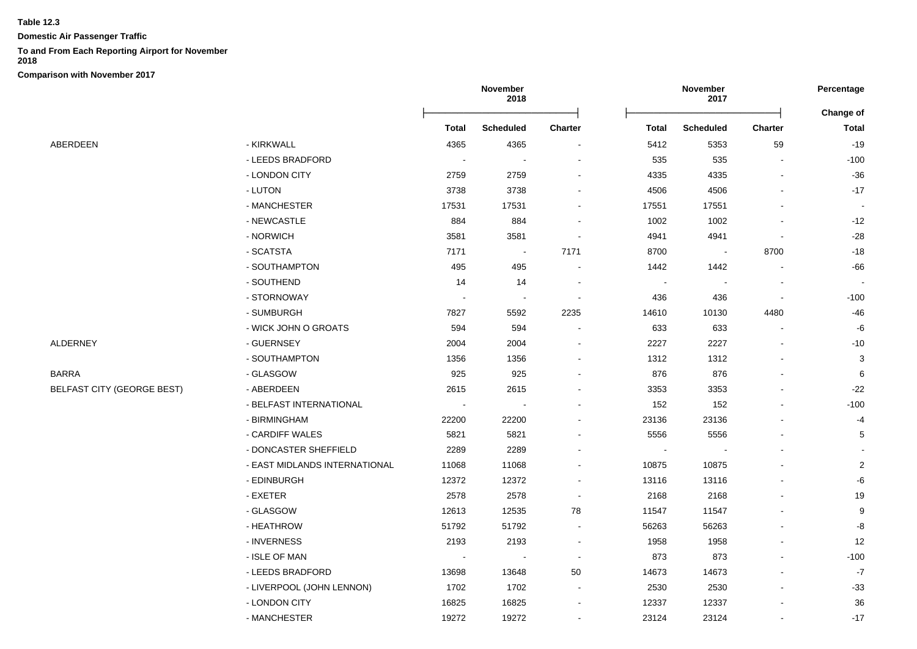**Table 12.3**

**Domestic Air Passenger Traffic**

**To and From Each Reporting Airport for November 2018**

**Comparison with November 2017**

| | | November 2018 | | | November 2017 | | | Percentage |
|---|---|---|---|---|---|---|---|---|
| | | | | | | | | Change of |
| | | Total | Scheduled | Charter | Total | Scheduled | Charter | Total |
| ABERDEEN | - KIRKWALL | 4365 | 4365 | - | 5412 | 5353 | 59 | -19 |
| | - LEEDS BRADFORD | - | - | - | 535 | 535 | - | -100 |
| | - LONDON CITY | 2759 | 2759 | - | 4335 | 4335 | - | -36 |
| | - LUTON | 3738 | 3738 | - | 4506 | 4506 | - | -17 |
| | - MANCHESTER | 17531 | 17531 | - | 17551 | 17551 | - | - |
| | - NEWCASTLE | 884 | 884 | - | 1002 | 1002 | - | -12 |
| | - NORWICH | 3581 | 3581 | - | 4941 | 4941 | - | -28 |
| | - SCATSTA | 7171 | - | 7171 | 8700 | - | 8700 | -18 |
| | - SOUTHAMPTON | 495 | 495 | - | 1442 | 1442 | - | -66 |
| | - SOUTHEND | 14 | 14 | - | - | - | - | - |
| | - STORNOWAY | - | - | - | 436 | 436 | - | -100 |
| | - SUMBURGH | 7827 | 5592 | 2235 | 14610 | 10130 | 4480 | -46 |
| | - WICK JOHN O GROATS | 594 | 594 | - | 633 | 633 | - | -6 |
| ALDERNEY | - GUERNSEY | 2004 | 2004 | - | 2227 | 2227 | - | -10 |
| | - SOUTHAMPTON | 1356 | 1356 | - | 1312 | 1312 | - | 3 |
| BARRA | - GLASGOW | 925 | 925 | - | 876 | 876 | - | 6 |
| BELFAST CITY (GEORGE BEST) | - ABERDEEN | 2615 | 2615 | - | 3353 | 3353 | - | -22 |
| | - BELFAST INTERNATIONAL | - | - | - | 152 | 152 | - | -100 |
| | - BIRMINGHAM | 22200 | 22200 | - | 23136 | 23136 | - | -4 |
| | - CARDIFF WALES | 5821 | 5821 | - | 5556 | 5556 | - | 5 |
| | - DONCASTER SHEFFIELD | 2289 | 2289 | - | - | - | - | - |
| | - EAST MIDLANDS INTERNATIONAL | 11068 | 11068 | - | 10875 | 10875 | - | 2 |
| | - EDINBURGH | 12372 | 12372 | - | 13116 | 13116 | - | -6 |
| | - EXETER | 2578 | 2578 | - | 2168 | 2168 | - | 19 |
| | - GLASGOW | 12613 | 12535 | 78 | 11547 | 11547 | - | 9 |
| | - HEATHROW | 51792 | 51792 | - | 56263 | 56263 | - | -8 |
| | - INVERNESS | 2193 | 2193 | - | 1958 | 1958 | - | 12 |
| | - ISLE OF MAN | - | - | - | 873 | 873 | - | -100 |
| | - LEEDS BRADFORD | 13698 | 13648 | 50 | 14673 | 14673 | - | -7 |
| | - LIVERPOOL (JOHN LENNON) | 1702 | 1702 | - | 2530 | 2530 | - | -33 |
| | - LONDON CITY | 16825 | 16825 | - | 12337 | 12337 | - | 36 |
| | - MANCHESTER | 19272 | 19272 | - | 23124 | 23124 | - | -17 |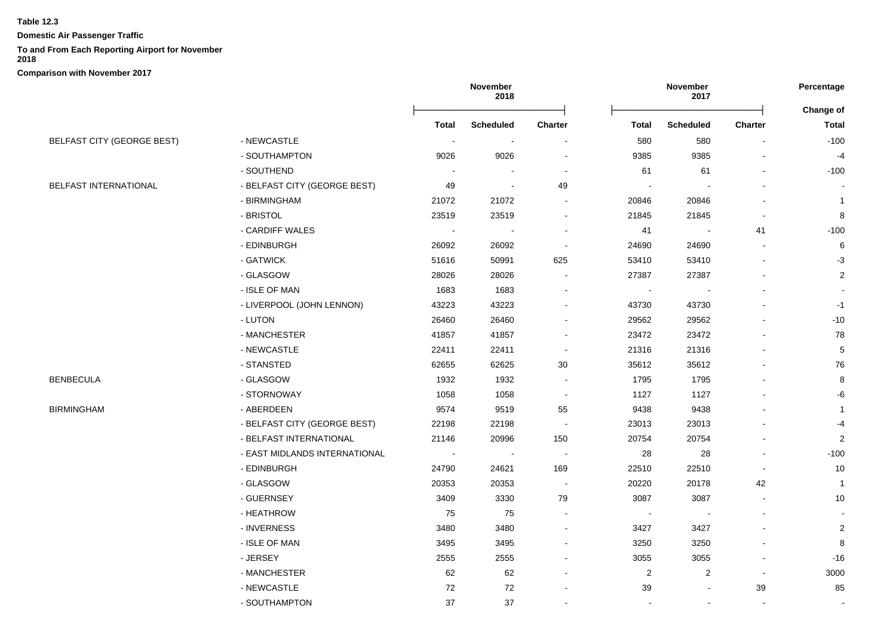**Table 12.3**

**Domestic Air Passenger Traffic**

**To and From Each Reporting Airport for November 2018**

**Comparison with November 2017**

| | | November 2018 | | | November 2017 | | | Percentage |
|---|---|---|---|---|---|---|---|---|
| | | **Total** | **Scheduled** | **Charter** | **Total** | **Scheduled** | **Charter** | **Change of Total** |
| BELFAST CITY (GEORGE BEST) | - NEWCASTLE | - | - | - | 580 | 580 | - | -100 |
| | - SOUTHAMPTON | 9026 | 9026 | - | 9385 | 9385 | - | -4 |
| | - SOUTHEND | - | - | - | 61 | 61 | - | -100 |
| BELFAST INTERNATIONAL | - BELFAST CITY (GEORGE BEST) | 49 | - | 49 | - | - | - | - |
| | - BIRMINGHAM | 21072 | 21072 | - | 20846 | 20846 | - | 1 |
| | - BRISTOL | 23519 | 23519 | - | 21845 | 21845 | - | 8 |
| | - CARDIFF WALES | - | - | - | 41 | - | 41 | -100 |
| | - EDINBURGH | 26092 | 26092 | - | 24690 | 24690 | - | 6 |
| | - GATWICK | 51616 | 50991 | 625 | 53410 | 53410 | - | -3 |
| | - GLASGOW | 28026 | 28026 | - | 27387 | 27387 | - | 2 |
| | - ISLE OF MAN | 1683 | 1683 | - | - | - | - | - |
| | - LIVERPOOL (JOHN LENNON) | 43223 | 43223 | - | 43730 | 43730 | - | -1 |
| | - LUTON | 26460 | 26460 | - | 29562 | 29562 | - | -10 |
| | - MANCHESTER | 41857 | 41857 | - | 23472 | 23472 | - | 78 |
| | - NEWCASTLE | 22411 | 22411 | - | 21316 | 21316 | - | 5 |
| | - STANSTED | 62655 | 62625 | 30 | 35612 | 35612 | - | 76 |
| BENBECULA | - GLASGOW | 1932 | 1932 | - | 1795 | 1795 | - | 8 |
| | - STORNOWAY | 1058 | 1058 | - | 1127 | 1127 | - | -6 |
| BIRMINGHAM | - ABERDEEN | 9574 | 9519 | 55 | 9438 | 9438 | - | 1 |
| | - BELFAST CITY (GEORGE BEST) | 22198 | 22198 | - | 23013 | 23013 | - | -4 |
| | - BELFAST INTERNATIONAL | 21146 | 20996 | 150 | 20754 | 20754 | - | 2 |
| | - EAST MIDLANDS INTERNATIONAL | - | - | - | 28 | 28 | - | -100 |
| | - EDINBURGH | 24790 | 24621 | 169 | 22510 | 22510 | - | 10 |
| | - GLASGOW | 20353 | 20353 | - | 20220 | 20178 | 42 | 1 |
| | - GUERNSEY | 3409 | 3330 | 79 | 3087 | 3087 | - | 10 |
| | - HEATHROW | 75 | 75 | - | - | - | - | - |
| | - INVERNESS | 3480 | 3480 | - | 3427 | 3427 | - | 2 |
| | - ISLE OF MAN | 3495 | 3495 | - | 3250 | 3250 | - | 8 |
| | - JERSEY | 2555 | 2555 | - | 3055 | 3055 | - | -16 |
| | - MANCHESTER | 62 | 62 | - | 2 | 2 | - | 3000 |
| | - NEWCASTLE | 72 | 72 | - | 39 | - | 39 | 85 |
| | - SOUTHAMPTON | 37 | 37 | - | - | - | - | - |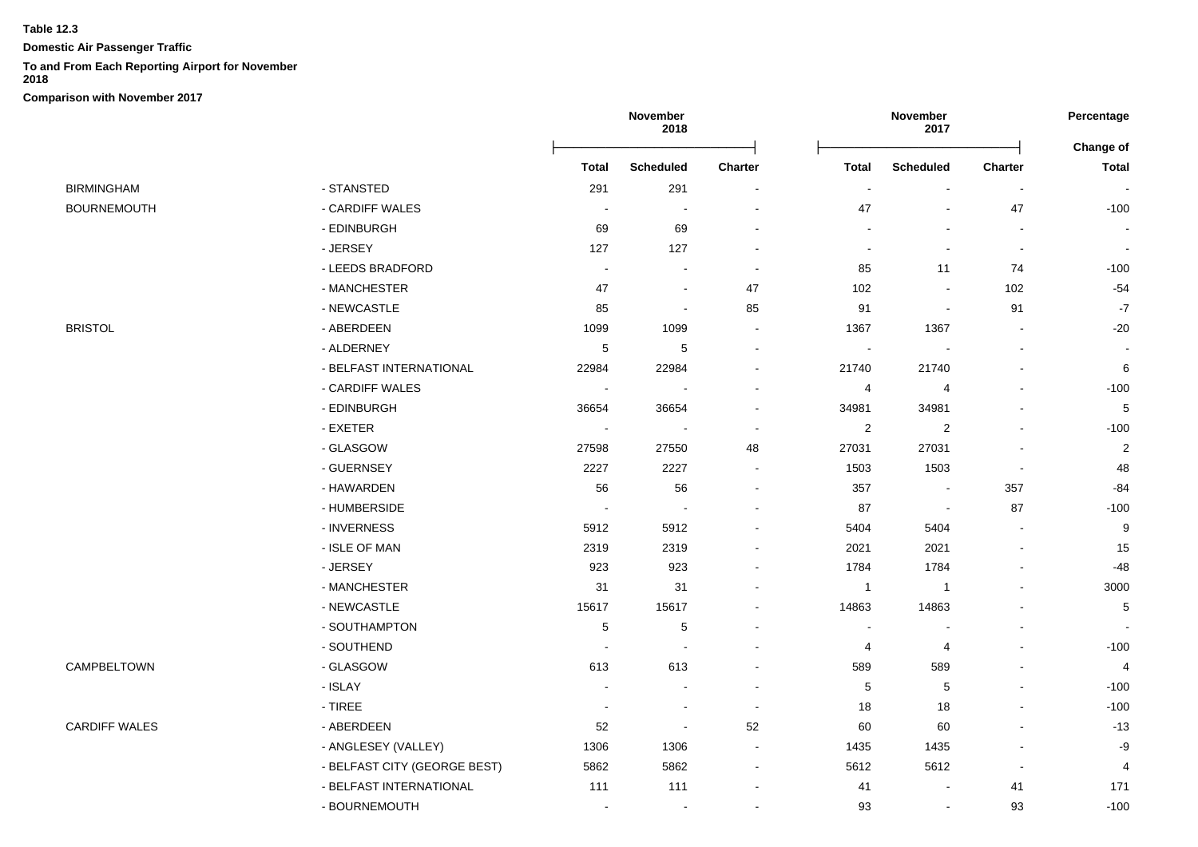**Table 12.3**

**Domestic Air Passenger Traffic**

**To and From Each Reporting Airport for November 2018**

**Comparison with November 2017**

| | | November 2018 | | | November 2017 | | | Percentage |
|---|---|---|---|---|---|---|---|---|
| | | **Total** | **Scheduled** | **Charter** | **Total** | **Scheduled** | **Charter** | **Change of Total** |
| BIRMINGHAM | - STANSTED | 291 | 291 | - | - | - | - | - |
| BOURNEMOUTH | - CARDIFF WALES | - | - | - | 47 | - | 47 | -100 |
| | - EDINBURGH | 69 | 69 | - | - | - | - | - |
| | - JERSEY | 127 | 127 | - | - | - | - | - |
| | - LEEDS BRADFORD | - | - | - | 85 | 11 | 74 | -100 |
| | - MANCHESTER | 47 | - | 47 | 102 | - | 102 | -54 |
| | - NEWCASTLE | 85 | - | 85 | 91 | - | 91 | -7 |
| BRISTOL | - ABERDEEN | 1099 | 1099 | - | 1367 | 1367 | - | -20 |
| | - ALDERNEY | 5 | 5 | - | - | - | - | - |
| | - BELFAST INTERNATIONAL | 22984 | 22984 | - | 21740 | 21740 | - | 6 |
| | - CARDIFF WALES | - | - | - | 4 | 4 | - | -100 |
| | - EDINBURGH | 36654 | 36654 | - | 34981 | 34981 | - | 5 |
| | - EXETER | - | - | - | 2 | 2 | - | -100 |
| | - GLASGOW | 27598 | 27550 | 48 | 27031 | 27031 | - | 2 |
| | - GUERNSEY | 2227 | 2227 | - | 1503 | 1503 | - | 48 |
| | - HAWARDEN | 56 | 56 | - | 357 | - | 357 | -84 |
| | - HUMBERSIDE | - | - | - | 87 | - | 87 | -100 |
| | - INVERNESS | 5912 | 5912 | - | 5404 | 5404 | - | 9 |
| | - ISLE OF MAN | 2319 | 2319 | - | 2021 | 2021 | - | 15 |
| | - JERSEY | 923 | 923 | - | 1784 | 1784 | - | -48 |
| | - MANCHESTER | 31 | 31 | - | 1 | 1 | - | 3000 |
| | - NEWCASTLE | 15617 | 15617 | - | 14863 | 14863 | - | 5 |
| | - SOUTHAMPTON | 5 | 5 | - | - | - | - | - |
| | - SOUTHEND | - | - | - | 4 | 4 | - | -100 |
| CAMPBELTOWN | - GLASGOW | 613 | 613 | - | 589 | 589 | - | 4 |
| | - ISLAY | - | - | - | 5 | 5 | - | -100 |
| | - TIREE | - | - | - | 18 | 18 | - | -100 |
| CARDIFF WALES | - ABERDEEN | 52 | - | 52 | 60 | 60 | - | -13 |
| | - ANGLESEY (VALLEY) | 1306 | 1306 | - | 1435 | 1435 | - | -9 |
| | - BELFAST CITY (GEORGE BEST) | 5862 | 5862 | - | 5612 | 5612 | - | 4 |
| | - BELFAST INTERNATIONAL | 111 | 111 | - | 41 | - | 41 | 171 |
| | - BOURNEMOUTH | - | - | - | 93 | - | 93 | -100 |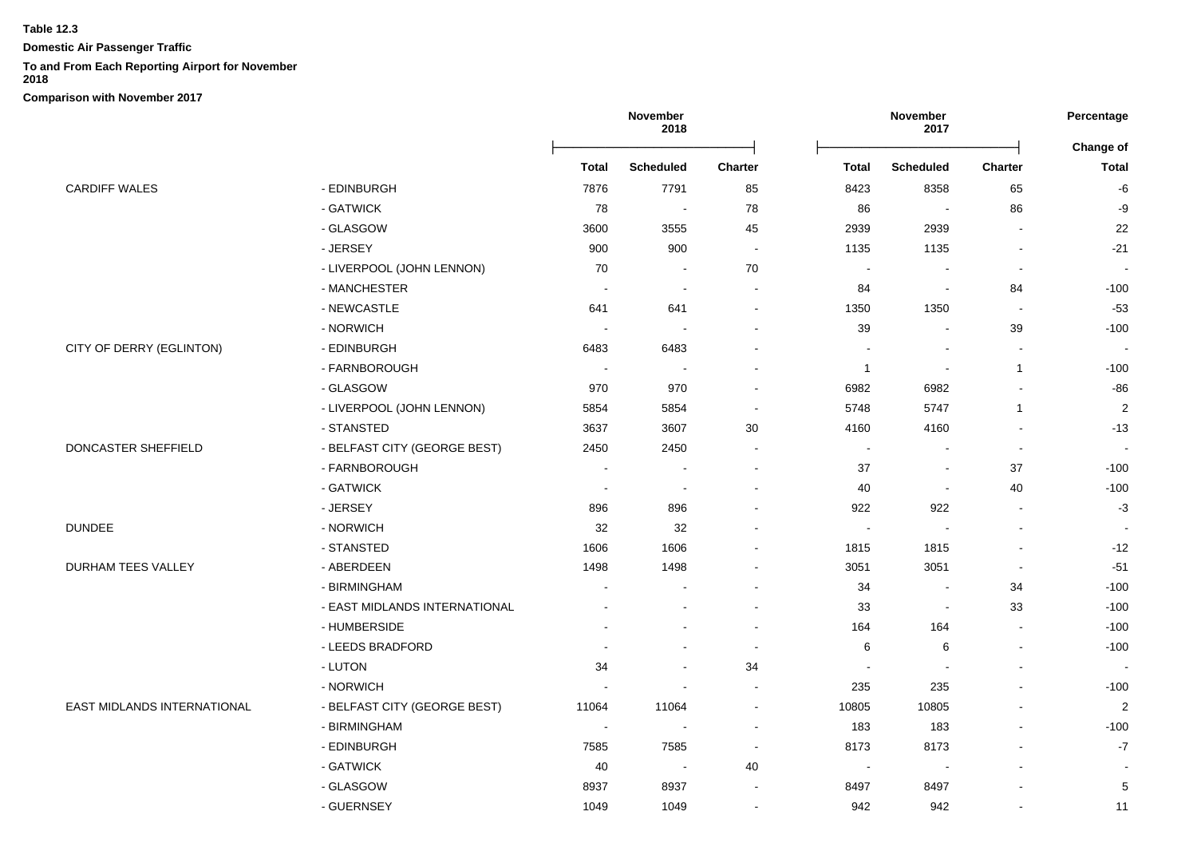**Table 12.3**

**Domestic Air Passenger Traffic**

**To and From Each Reporting Airport for November 2018**

**Comparison with November 2017**

| | | November 2018 | | | November 2017 | | | Percentage |
|---|---|---|---|---|---|---|---|---|
| | | | | | | | | Change of |
| | | Total | Scheduled | Charter | Total | Scheduled | Charter | Total |
| CARDIFF WALES | - EDINBURGH | 7876 | 7791 | 85 | 8423 | 8358 | 65 | -6 |
| | - GATWICK | 78 | - | 78 | 86 | - | 86 | -9 |
| | - GLASGOW | 3600 | 3555 | 45 | 2939 | 2939 | - | 22 |
| | - JERSEY | 900 | 900 | - | 1135 | 1135 | - | -21 |
| | - LIVERPOOL (JOHN LENNON) | 70 | - | 70 | - | - | - | - |
| | - MANCHESTER | - | - | - | 84 | - | 84 | -100 |
| | - NEWCASTLE | 641 | 641 | - | 1350 | 1350 | - | -53 |
| | - NORWICH | - | - | - | 39 | - | 39 | -100 |
| CITY OF DERRY (EGLINTON) | - EDINBURGH | 6483 | 6483 | - | - | - | - | - |
| | - FARNBOROUGH | - | - | - | 1 | - | 1 | -100 |
| | - GLASGOW | 970 | 970 | - | 6982 | 6982 | - | -86 |
| | - LIVERPOOL (JOHN LENNON) | 5854 | 5854 | - | 5748 | 5747 | 1 | 2 |
| | - STANSTED | 3637 | 3607 | 30 | 4160 | 4160 | - | -13 |
| DONCASTER SHEFFIELD | - BELFAST CITY (GEORGE BEST) | 2450 | 2450 | - | - | - | - | - |
| | - FARNBOROUGH | - | - | - | 37 | - | 37 | -100 |
| | - GATWICK | - | - | - | 40 | - | 40 | -100 |
| | - JERSEY | 896 | 896 | - | 922 | 922 | - | -3 |
| DUNDEE | - NORWICH | 32 | 32 | - | - | - | - | - |
| | - STANSTED | 1606 | 1606 | - | 1815 | 1815 | - | -12 |
| DURHAM TEES VALLEY | - ABERDEEN | 1498 | 1498 | - | 3051 | 3051 | - | -51 |
| | - BIRMINGHAM | - | - | - | 34 | - | 34 | -100 |
| | - EAST MIDLANDS INTERNATIONAL | - | - | - | 33 | - | 33 | -100 |
| | - HUMBERSIDE | - | - | - | 164 | 164 | - | -100 |
| | - LEEDS BRADFORD | - | - | - | 6 | 6 | - | -100 |
| | - LUTON | 34 | - | 34 | - | - | - | - |
| | - NORWICH | - | - | - | 235 | 235 | - | -100 |
| EAST MIDLANDS INTERNATIONAL | - BELFAST CITY (GEORGE BEST) | 11064 | 11064 | - | 10805 | 10805 | - | 2 |
| | - BIRMINGHAM | - | - | - | 183 | 183 | - | -100 |
| | - EDINBURGH | 7585 | 7585 | - | 8173 | 8173 | - | -7 |
| | - GATWICK | 40 | - | 40 | - | - | - | - |
| | - GLASGOW | 8937 | 8937 | - | 8497 | 8497 | - | 5 |
| | - GUERNSEY | 1049 | 1049 | - | 942 | 942 | - | 11 |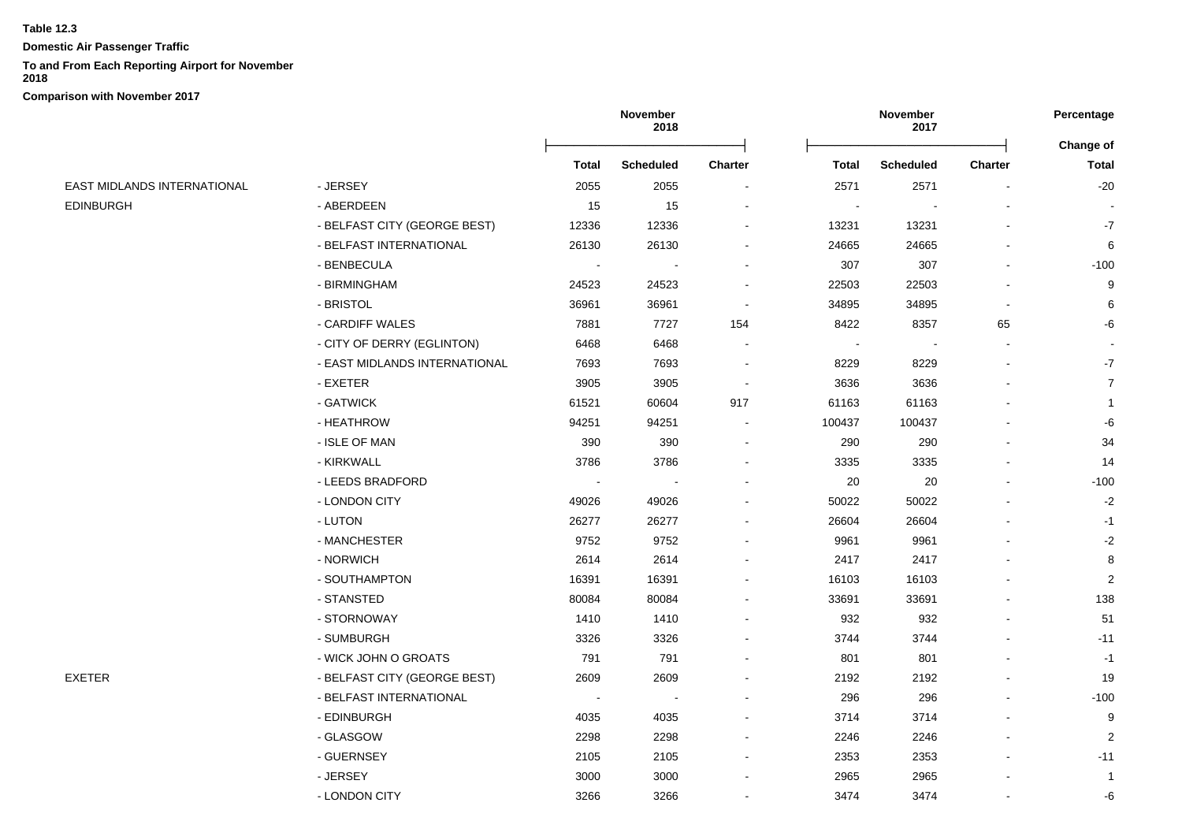**Table 12.3**

**Domestic Air Passenger Traffic**

**To and From Each Reporting Airport for November 2018**

**Comparison with November 2017**

| | | November 2018 | | | November 2017 | | | Percentage |
|---|---|---|---|---|---|---|---|---|
| | | Total | Scheduled | Charter | Total | Scheduled | Charter | Change of Total |
| EAST MIDLANDS INTERNATIONAL | - JERSEY | 2055 | 2055 | - | 2571 | 2571 | - | -20 |
| EDINBURGH | - ABERDEEN | 15 | 15 | - | - | - | - | - |
| | - BELFAST CITY (GEORGE BEST) | 12336 | 12336 | - | 13231 | 13231 | - | -7 |
| | - BELFAST INTERNATIONAL | 26130 | 26130 | - | 24665 | 24665 | - | 6 |
| | - BENBECULA | - | - | - | 307 | 307 | - | -100 |
| | - BIRMINGHAM | 24523 | 24523 | - | 22503 | 22503 | - | 9 |
| | - BRISTOL | 36961 | 36961 | - | 34895 | 34895 | - | 6 |
| | - CARDIFF WALES | 7881 | 7727 | 154 | 8422 | 8357 | 65 | -6 |
| | - CITY OF DERRY (EGLINTON) | 6468 | 6468 | - | - | - | - | - |
| | - EAST MIDLANDS INTERNATIONAL | 7693 | 7693 | - | 8229 | 8229 | - | -7 |
| | - EXETER | 3905 | 3905 | - | 3636 | 3636 | - | 7 |
| | - GATWICK | 61521 | 60604 | 917 | 61163 | 61163 | - | 1 |
| | - HEATHROW | 94251 | 94251 | - | 100437 | 100437 | - | -6 |
| | - ISLE OF MAN | 390 | 390 | - | 290 | 290 | - | 34 |
| | - KIRKWALL | 3786 | 3786 | - | 3335 | 3335 | - | 14 |
| | - LEEDS BRADFORD | - | - | - | 20 | 20 | - | -100 |
| | - LONDON CITY | 49026 | 49026 | - | 50022 | 50022 | - | -2 |
| | - LUTON | 26277 | 26277 | - | 26604 | 26604 | - | -1 |
| | - MANCHESTER | 9752 | 9752 | - | 9961 | 9961 | - | -2 |
| | - NORWICH | 2614 | 2614 | - | 2417 | 2417 | - | 8 |
| | - SOUTHAMPTON | 16391 | 16391 | - | 16103 | 16103 | - | 2 |
| | - STANSTED | 80084 | 80084 | - | 33691 | 33691 | - | 138 |
| | - STORNOWAY | 1410 | 1410 | - | 932 | 932 | - | 51 |
| | - SUMBURGH | 3326 | 3326 | - | 3744 | 3744 | - | -11 |
| | - WICK JOHN O GROATS | 791 | 791 | - | 801 | 801 | - | -1 |
| EXETER | - BELFAST CITY (GEORGE BEST) | 2609 | 2609 | - | 2192 | 2192 | - | 19 |
| | - BELFAST INTERNATIONAL | - | - | - | 296 | 296 | - | -100 |
| | - EDINBURGH | 4035 | 4035 | - | 3714 | 3714 | - | 9 |
| | - GLASGOW | 2298 | 2298 | - | 2246 | 2246 | - | 2 |
| | - GUERNSEY | 2105 | 2105 | - | 2353 | 2353 | - | -11 |
| | - JERSEY | 3000 | 3000 | - | 2965 | 2965 | - | 1 |
| | - LONDON CITY | 3266 | 3266 | - | 3474 | 3474 | - | -6 |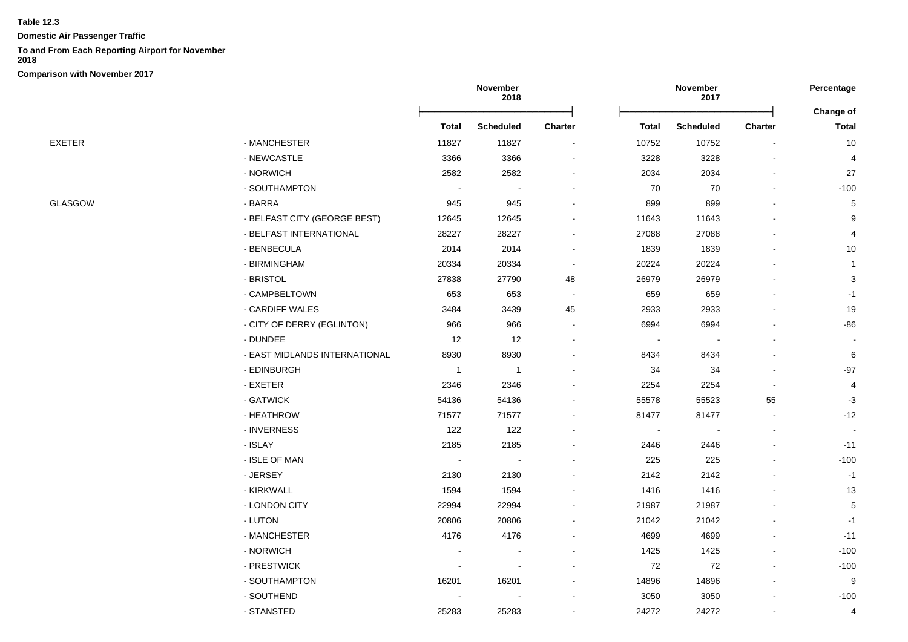**Table 12.3**

**Domestic Air Passenger Traffic**

**To and From Each Reporting Airport for November 2018**

**Comparison with November 2017**

| | | November 2018 | | | November 2017 | | | Percentage |
|---|---|---|---|---|---|---|---|---|
| | | | | | | | | Change of |
| | | Total | Scheduled | Charter | Total | Scheduled | Charter | Total |
| EXETER | - MANCHESTER | 11827 | 11827 | - | 10752 | 10752 | - | 10 |
| | - NEWCASTLE | 3366 | 3366 | - | 3228 | 3228 | - | 4 |
| | - NORWICH | 2582 | 2582 | - | 2034 | 2034 | - | 27 |
| | - SOUTHAMPTON | - | - | - | 70 | 70 | - | -100 |
| GLASGOW | - BARRA | 945 | 945 | - | 899 | 899 | - | 5 |
| | - BELFAST CITY (GEORGE BEST) | 12645 | 12645 | - | 11643 | 11643 | - | 9 |
| | - BELFAST INTERNATIONAL | 28227 | 28227 | - | 27088 | 27088 | - | 4 |
| | - BENBECULA | 2014 | 2014 | - | 1839 | 1839 | - | 10 |
| | - BIRMINGHAM | 20334 | 20334 | - | 20224 | 20224 | - | 1 |
| | - BRISTOL | 27838 | 27790 | 48 | 26979 | 26979 | - | 3 |
| | - CAMPBELTOWN | 653 | 653 | - | 659 | 659 | - | -1 |
| | - CARDIFF WALES | 3484 | 3439 | 45 | 2933 | 2933 | - | 19 |
| | - CITY OF DERRY (EGLINTON) | 966 | 966 | - | 6994 | 6994 | - | -86 |
| | - DUNDEE | 12 | 12 | - | - | - | - | - |
| | - EAST MIDLANDS INTERNATIONAL | 8930 | 8930 | - | 8434 | 8434 | - | 6 |
| | - EDINBURGH | 1 | 1 | - | 34 | 34 | - | -97 |
| | - EXETER | 2346 | 2346 | - | 2254 | 2254 | - | 4 |
| | - GATWICK | 54136 | 54136 | - | 55578 | 55523 | 55 | -3 |
| | - HEATHROW | 71577 | 71577 | - | 81477 | 81477 | - | -12 |
| | - INVERNESS | 122 | 122 | - | - | - | - | - |
| | - ISLAY | 2185 | 2185 | - | 2446 | 2446 | - | -11 |
| | - ISLE OF MAN | - | - | - | 225 | 225 | - | -100 |
| | - JERSEY | 2130 | 2130 | - | 2142 | 2142 | - | -1 |
| | - KIRKWALL | 1594 | 1594 | - | 1416 | 1416 | - | 13 |
| | - LONDON CITY | 22994 | 22994 | - | 21987 | 21987 | - | 5 |
| | - LUTON | 20806 | 20806 | - | 21042 | 21042 | - | -1 |
| | - MANCHESTER | 4176 | 4176 | - | 4699 | 4699 | - | -11 |
| | - NORWICH | - | - | - | 1425 | 1425 | - | -100 |
| | - PRESTWICK | - | - | - | 72 | 72 | - | -100 |
| | - SOUTHAMPTON | 16201 | 16201 | - | 14896 | 14896 | - | 9 |
| | - SOUTHEND | - | - | - | 3050 | 3050 | - | -100 |
| | - STANSTED | 25283 | 25283 | - | 24272 | 24272 | - | 4 |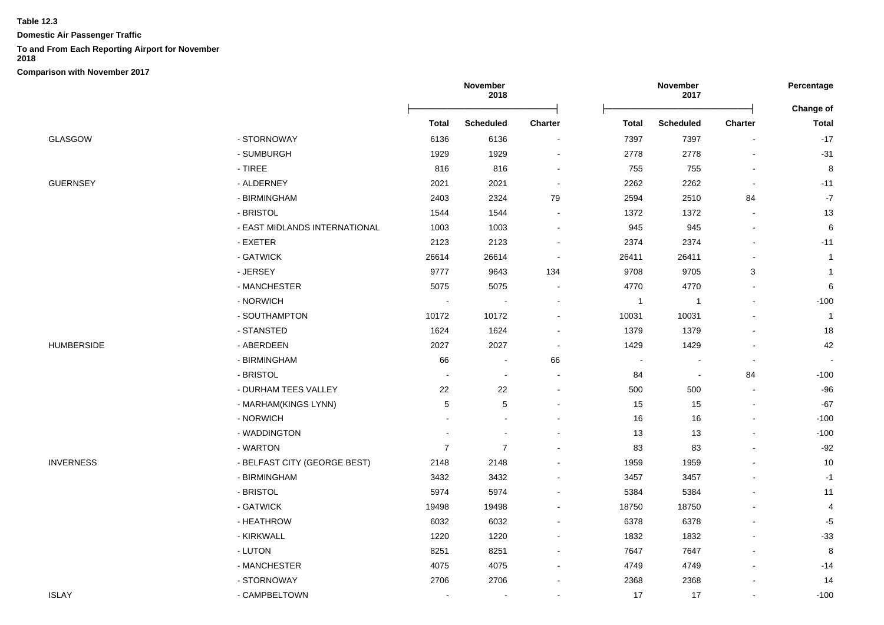**Table 12.3**

**Domestic Air Passenger Traffic**

**To and From Each Reporting Airport for November 2018**

**Comparison with November 2017**

| | | November 2018 | | | November 2017 | | | Percentage |
|---|---|---|---|---|---|---|---|---|
| | | **Total** | **Scheduled** | **Charter** | **Total** | **Scheduled** | **Charter** | **Change of Total** |
| GLASGOW | - STORNOWAY | 6136 | 6136 | - | 7397 | 7397 | - | -17 |
| | - SUMBURGH | 1929 | 1929 | - | 2778 | 2778 | - | -31 |
| | - TIREE | 816 | 816 | - | 755 | 755 | - | 8 |
| GUERNSEY | - ALDERNEY | 2021 | 2021 | - | 2262 | 2262 | - | -11 |
| | - BIRMINGHAM | 2403 | 2324 | 79 | 2594 | 2510 | 84 | -7 |
| | - BRISTOL | 1544 | 1544 | - | 1372 | 1372 | - | 13 |
| | - EAST MIDLANDS INTERNATIONAL | 1003 | 1003 | - | 945 | 945 | - | 6 |
| | - EXETER | 2123 | 2123 | - | 2374 | 2374 | - | -11 |
| | - GATWICK | 26614 | 26614 | - | 26411 | 26411 | - | 1 |
| | - JERSEY | 9777 | 9643 | 134 | 9708 | 9705 | 3 | 1 |
| | - MANCHESTER | 5075 | 5075 | - | 4770 | 4770 | - | 6 |
| | - NORWICH | - | - | - | 1 | 1 | - | -100 |
| | - SOUTHAMPTON | 10172 | 10172 | - | 10031 | 10031 | - | 1 |
| | - STANSTED | 1624 | 1624 | - | 1379 | 1379 | - | 18 |
| HUMBERSIDE | - ABERDEEN | 2027 | 2027 | - | 1429 | 1429 | - | 42 |
| | - BIRMINGHAM | 66 | - | 66 | - | - | - | - |
| | - BRISTOL | - | - | - | 84 | - | 84 | -100 |
| | - DURHAM TEES VALLEY | 22 | 22 | - | 500 | 500 | - | -96 |
| | - MARHAM(KINGS LYNN) | 5 | 5 | - | 15 | 15 | - | -67 |
| | - NORWICH | - | - | - | 16 | 16 | - | -100 |
| | - WADDINGTON | - | - | - | 13 | 13 | - | -100 |
| | - WARTON | 7 | 7 | - | 83 | 83 | - | -92 |
| INVERNESS | - BELFAST CITY (GEORGE BEST) | 2148 | 2148 | - | 1959 | 1959 | - | 10 |
| | - BIRMINGHAM | 3432 | 3432 | - | 3457 | 3457 | - | -1 |
| | - BRISTOL | 5974 | 5974 | - | 5384 | 5384 | - | 11 |
| | - GATWICK | 19498 | 19498 | - | 18750 | 18750 | - | 4 |
| | - HEATHROW | 6032 | 6032 | - | 6378 | 6378 | - | -5 |
| | - KIRKWALL | 1220 | 1220 | - | 1832 | 1832 | - | -33 |
| | - LUTON | 8251 | 8251 | - | 7647 | 7647 | - | 8 |
| | - MANCHESTER | 4075 | 4075 | - | 4749 | 4749 | - | -14 |
| | - STORNOWAY | 2706 | 2706 | - | 2368 | 2368 | - | 14 |
| ISLAY | - CAMPBELTOWN | - | - | - | 17 | 17 | - | -100 |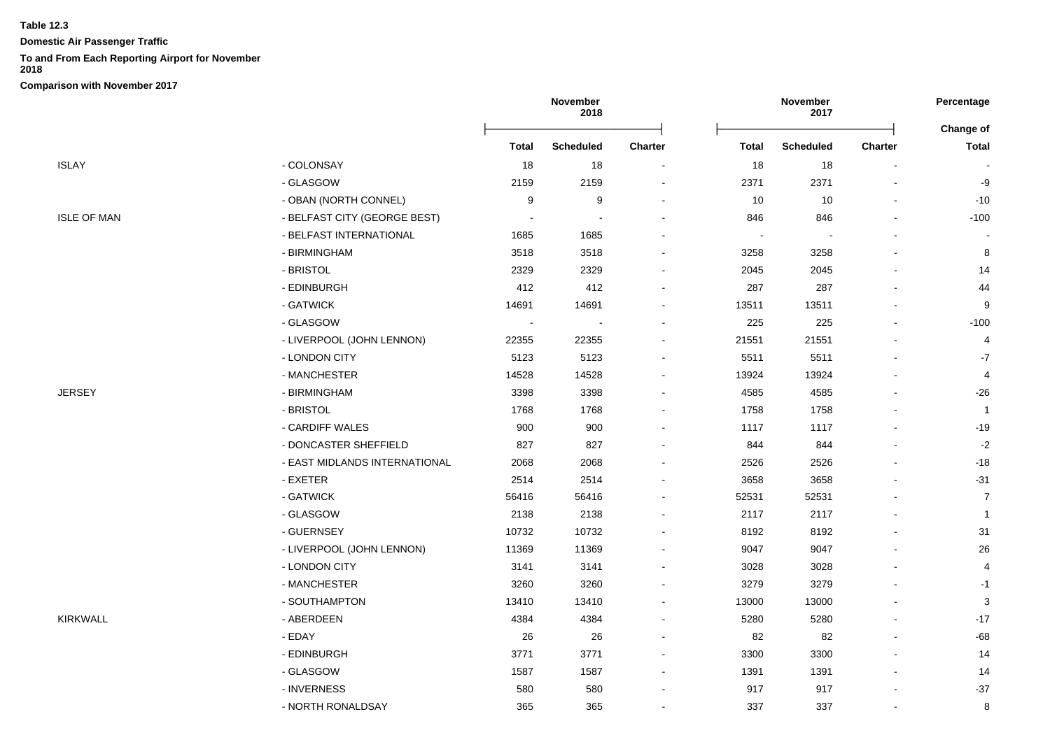**Table 12.3**

**Domestic Air Passenger Traffic**

**To and From Each Reporting Airport for November 2018**

**Comparison with November 2017**

| | | November 2018 | | | November 2017 | | | Percentage |
|---|---|---|---|---|---|---|---|---|
| | | Total | Scheduled | Charter | Total | Scheduled | Charter | Change of Total |
| ISLAY | - COLONSAY | 18 | 18 | - | 18 | 18 | - | - |
| | - GLASGOW | 2159 | 2159 | - | 2371 | 2371 | - | -9 |
| | - OBAN (NORTH CONNEL) | 9 | 9 | - | 10 | 10 | - | -10 |
| ISLE OF MAN | - BELFAST CITY (GEORGE BEST) | - | - | - | 846 | 846 | - | -100 |
| | - BELFAST INTERNATIONAL | 1685 | 1685 | - | - | - | - | - |
| | - BIRMINGHAM | 3518 | 3518 | - | 3258 | 3258 | - | 8 |
| | - BRISTOL | 2329 | 2329 | - | 2045 | 2045 | - | 14 |
| | - EDINBURGH | 412 | 412 | - | 287 | 287 | - | 44 |
| | - GATWICK | 14691 | 14691 | - | 13511 | 13511 | - | 9 |
| | - GLASGOW | - | - | - | 225 | 225 | - | -100 |
| | - LIVERPOOL (JOHN LENNON) | 22355 | 22355 | - | 21551 | 21551 | - | 4 |
| | - LONDON CITY | 5123 | 5123 | - | 5511 | 5511 | - | -7 |
| | - MANCHESTER | 14528 | 14528 | - | 13924 | 13924 | - | 4 |
| JERSEY | - BIRMINGHAM | 3398 | 3398 | - | 4585 | 4585 | - | -26 |
| | - BRISTOL | 1768 | 1768 | - | 1758 | 1758 | - | 1 |
| | - CARDIFF WALES | 900 | 900 | - | 1117 | 1117 | - | -19 |
| | - DONCASTER SHEFFIELD | 827 | 827 | - | 844 | 844 | - | -2 |
| | - EAST MIDLANDS INTERNATIONAL | 2068 | 2068 | - | 2526 | 2526 | - | -18 |
| | - EXETER | 2514 | 2514 | - | 3658 | 3658 | - | -31 |
| | - GATWICK | 56416 | 56416 | - | 52531 | 52531 | - | 7 |
| | - GLASGOW | 2138 | 2138 | - | 2117 | 2117 | - | 1 |
| | - GUERNSEY | 10732 | 10732 | - | 8192 | 8192 | - | 31 |
| | - LIVERPOOL (JOHN LENNON) | 11369 | 11369 | - | 9047 | 9047 | - | 26 |
| | - LONDON CITY | 3141 | 3141 | - | 3028 | 3028 | - | 4 |
| | - MANCHESTER | 3260 | 3260 | - | 3279 | 3279 | - | -1 |
| | - SOUTHAMPTON | 13410 | 13410 | - | 13000 | 13000 | - | 3 |
| KIRKWALL | - ABERDEEN | 4384 | 4384 | - | 5280 | 5280 | - | -17 |
| | - EDAY | 26 | 26 | - | 82 | 82 | - | -68 |
| | - EDINBURGH | 3771 | 3771 | - | 3300 | 3300 | - | 14 |
| | - GLASGOW | 1587 | 1587 | - | 1391 | 1391 | - | 14 |
| | - INVERNESS | 580 | 580 | - | 917 | 917 | - | -37 |
| | - NORTH RONALDSAY | 365 | 365 | - | 337 | 337 | - | 8 |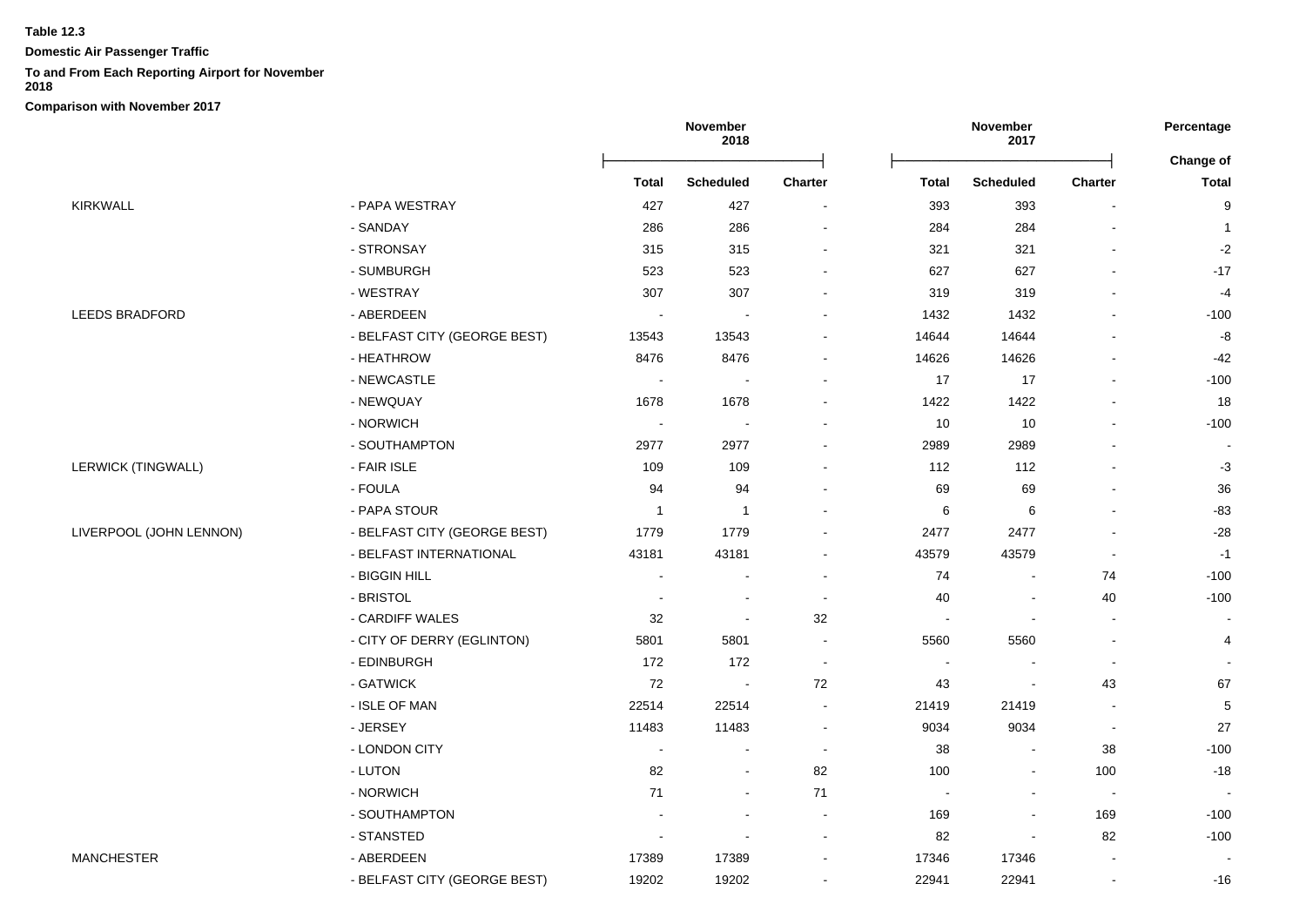**Table 12.3**

**Domestic Air Passenger Traffic**

**To and From Each Reporting Airport for November 2018**

**Comparison with November 2017**

| | | November 2018 | | | November 2017 | | | Percentage |
|---|---|---|---|---|---|---|---|---|
| | | | | | | | | Change of |
| | | **Total** | **Scheduled** | **Charter** | **Total** | **Scheduled** | **Charter** | **Total** |
| KIRKWALL | - PAPA WESTRAY | 427 | 427 | - | 393 | 393 | - | 9 |
| | - SANDAY | 286 | 286 | - | 284 | 284 | - | 1 |
| | - STRONSAY | 315 | 315 | - | 321 | 321 | - | -2 |
| | - SUMBURGH | 523 | 523 | - | 627 | 627 | - | -17 |
| | - WESTRAY | 307 | 307 | - | 319 | 319 | - | -4 |
| LEEDS BRADFORD | - ABERDEEN | - | - | - | 1432 | 1432 | - | -100 |
| | - BELFAST CITY (GEORGE BEST) | 13543 | 13543 | - | 14644 | 14644 | - | -8 |
| | - HEATHROW | 8476 | 8476 | - | 14626 | 14626 | - | -42 |
| | - NEWCASTLE | - | - | - | 17 | 17 | - | -100 |
| | - NEWQUAY | 1678 | 1678 | - | 1422 | 1422 | - | 18 |
| | - NORWICH | - | - | - | 10 | 10 | - | -100 |
| | - SOUTHAMPTON | 2977 | 2977 | - | 2989 | 2989 | - | - |
| LERWICK (TINGWALL) | - FAIR ISLE | 109 | 109 | - | 112 | 112 | - | -3 |
| | - FOULA | 94 | 94 | - | 69 | 69 | - | 36 |
| | - PAPA STOUR | 1 | 1 | - | 6 | 6 | - | -83 |
| LIVERPOOL (JOHN LENNON) | - BELFAST CITY (GEORGE BEST) | 1779 | 1779 | - | 2477 | 2477 | - | -28 |
| | - BELFAST INTERNATIONAL | 43181 | 43181 | - | 43579 | 43579 | - | -1 |
| | - BIGGIN HILL | - | - | - | 74 | - | 74 | -100 |
| | - BRISTOL | - | - | - | 40 | - | 40 | -100 |
| | - CARDIFF WALES | 32 | - | 32 | - | - | - | - |
| | - CITY OF DERRY (EGLINTON) | 5801 | 5801 | - | 5560 | 5560 | - | 4 |
| | - EDINBURGH | 172 | 172 | - | - | - | - | - |
| | - GATWICK | 72 | - | 72 | 43 | - | 43 | 67 |
| | - ISLE OF MAN | 22514 | 22514 | - | 21419 | 21419 | - | 5 |
| | - JERSEY | 11483 | 11483 | - | 9034 | 9034 | - | 27 |
| | - LONDON CITY | - | - | - | 38 | - | 38 | -100 |
| | - LUTON | 82 | - | 82 | 100 | - | 100 | -18 |
| | - NORWICH | 71 | - | 71 | - | - | - | - |
| | - SOUTHAMPTON | - | - | - | 169 | - | 169 | -100 |
| | - STANSTED | - | - | - | 82 | - | 82 | -100 |
| MANCHESTER | - ABERDEEN | 17389 | 17389 | - | 17346 | 17346 | - | - |
| | - BELFAST CITY (GEORGE BEST) | 19202 | 19202 | - | 22941 | 22941 | - | -16 |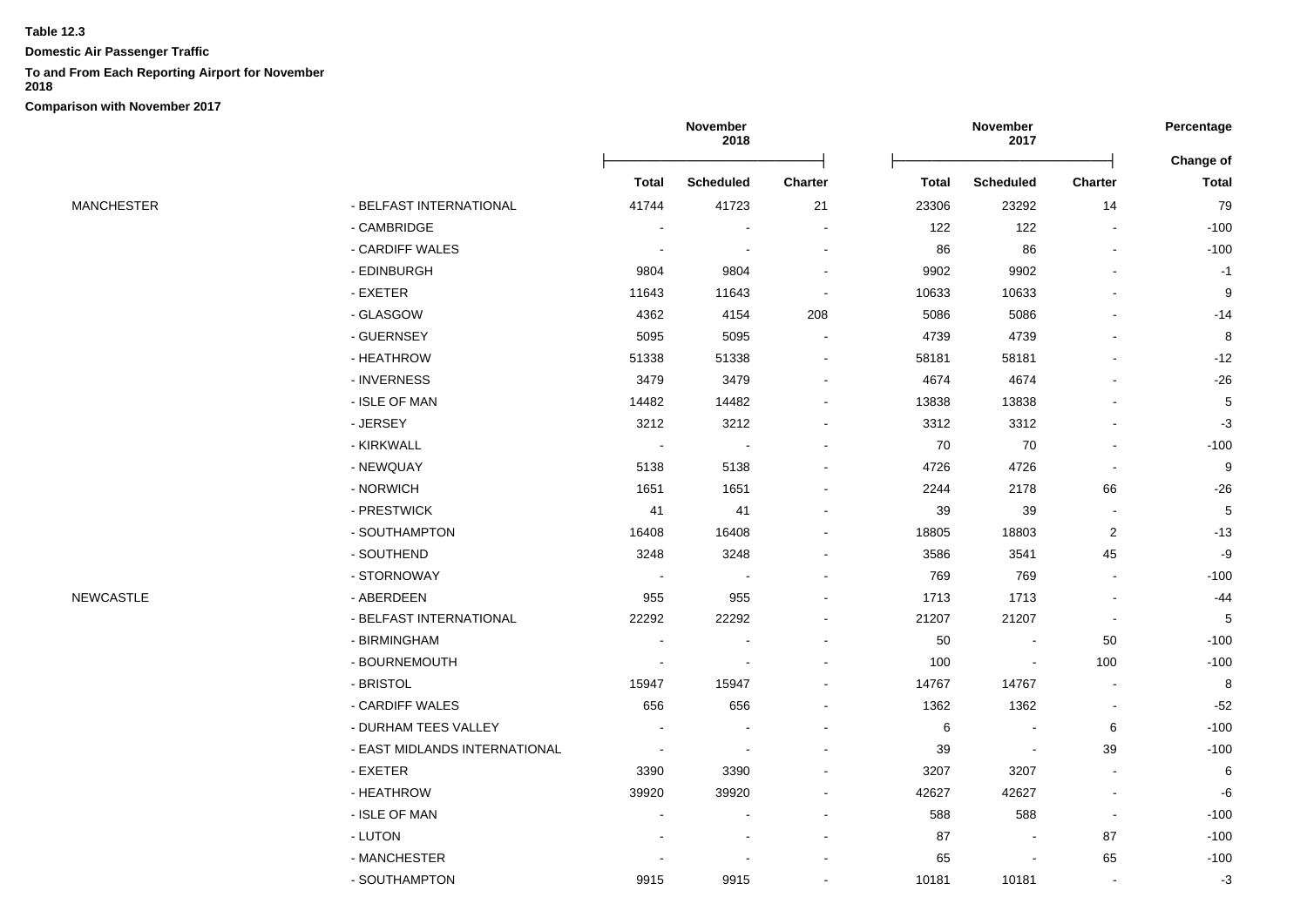**Table 12.3**

**Domestic Air Passenger Traffic**

**To and From Each Reporting Airport for November 2018**

**Comparison with November 2017**

| | | November 2018 | | | November 2017 | | | Percentage |
|---|---|---|---|---|---|---|---|---|
| | | **Total** | **Scheduled** | **Charter** | **Total** | **Scheduled** | **Charter** | **Change of Total** |
| MANCHESTER | - BELFAST INTERNATIONAL | 41744 | 41723 | 21 | 23306 | 23292 | 14 | 79 |
| | - CAMBRIDGE | - | - | - | 122 | 122 | - | -100 |
| | - CARDIFF WALES | - | - | - | 86 | 86 | - | -100 |
| | - EDINBURGH | 9804 | 9804 | - | 9902 | 9902 | - | -1 |
| | - EXETER | 11643 | 11643 | - | 10633 | 10633 | - | 9 |
| | - GLASGOW | 4362 | 4154 | 208 | 5086 | 5086 | - | -14 |
| | - GUERNSEY | 5095 | 5095 | - | 4739 | 4739 | - | 8 |
| | - HEATHROW | 51338 | 51338 | - | 58181 | 58181 | - | -12 |
| | - INVERNESS | 3479 | 3479 | - | 4674 | 4674 | - | -26 |
| | - ISLE OF MAN | 14482 | 14482 | - | 13838 | 13838 | - | 5 |
| | - JERSEY | 3212 | 3212 | - | 3312 | 3312 | - | -3 |
| | - KIRKWALL | - | - | - | 70 | 70 | - | -100 |
| | - NEWQUAY | 5138 | 5138 | - | 4726 | 4726 | - | 9 |
| | - NORWICH | 1651 | 1651 | - | 2244 | 2178 | 66 | -26 |
| | - PRESTWICK | 41 | 41 | - | 39 | 39 | - | 5 |
| | - SOUTHAMPTON | 16408 | 16408 | - | 18805 | 18803 | 2 | -13 |
| | - SOUTHEND | 3248 | 3248 | - | 3586 | 3541 | 45 | -9 |
| | - STORNOWAY | - | - | - | 769 | 769 | - | -100 |
| NEWCASTLE | - ABERDEEN | 955 | 955 | - | 1713 | 1713 | - | -44 |
| | - BELFAST INTERNATIONAL | 22292 | 22292 | - | 21207 | 21207 | - | 5 |
| | - BIRMINGHAM | - | - | - | 50 | - | 50 | -100 |
| | - BOURNEMOUTH | - | - | - | 100 | - | 100 | -100 |
| | - BRISTOL | 15947 | 15947 | - | 14767 | 14767 | - | 8 |
| | - CARDIFF WALES | 656 | 656 | - | 1362 | 1362 | - | -52 |
| | - DURHAM TEES VALLEY | - | - | - | 6 | - | 6 | -100 |
| | - EAST MIDLANDS INTERNATIONAL | - | - | - | 39 | - | 39 | -100 |
| | - EXETER | 3390 | 3390 | - | 3207 | 3207 | - | 6 |
| | - HEATHROW | 39920 | 39920 | - | 42627 | 42627 | - | -6 |
| | - ISLE OF MAN | - | - | - | 588 | 588 | - | -100 |
| | - LUTON | - | - | - | 87 | - | 87 | -100 |
| | - MANCHESTER | - | - | - | 65 | - | 65 | -100 |
| | - SOUTHAMPTON | 9915 | 9915 | - | 10181 | 10181 | - | -3 |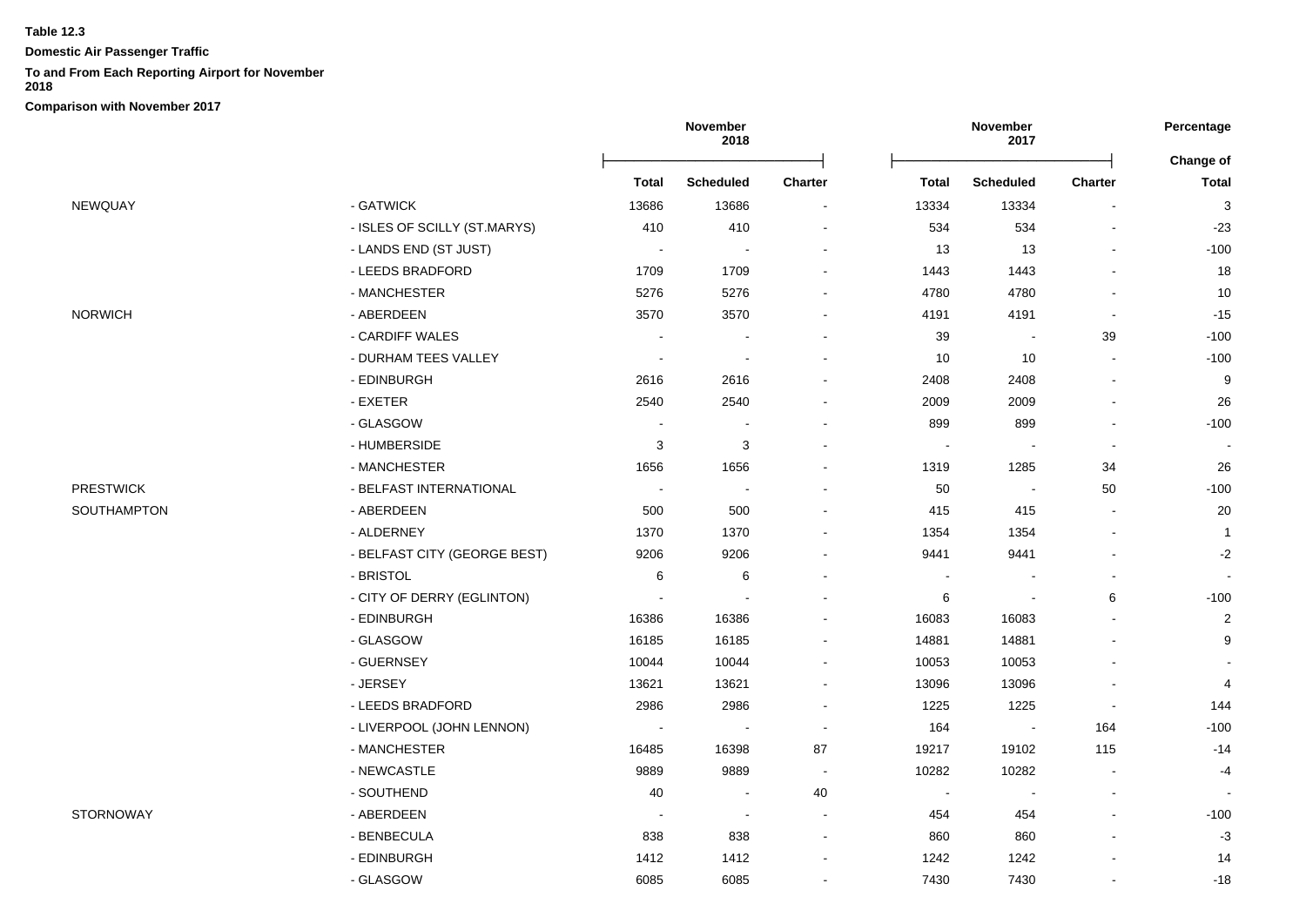**Table 12.3**

**Domestic Air Passenger Traffic**

**To and From Each Reporting Airport for November 2018**

**Comparison with November 2017**

| | | November 2018 | | | November 2017 | | | Percentage |
|---|---|---|---|---|---|---|---|---|
| | | | | | | | | Change of |
| | | **Total** | **Scheduled** | **Charter** | **Total** | **Scheduled** | **Charter** | **Total** |
| NEWQUAY | - GATWICK | 13686 | 13686 | - | 13334 | 13334 | - | 3 |
| | - ISLES OF SCILLY (ST.MARYS) | 410 | 410 | - | 534 | 534 | - | -23 |
| | - LANDS END (ST JUST) | - | - | - | 13 | 13 | - | -100 |
| | - LEEDS BRADFORD | 1709 | 1709 | - | 1443 | 1443 | - | 18 |
| | - MANCHESTER | 5276 | 5276 | - | 4780 | 4780 | - | 10 |
| NORWICH | - ABERDEEN | 3570 | 3570 | - | 4191 | 4191 | - | -15 |
| | - CARDIFF WALES | - | - | - | 39 | - | 39 | -100 |
| | - DURHAM TEES VALLEY | - | - | - | 10 | 10 | - | -100 |
| | - EDINBURGH | 2616 | 2616 | - | 2408 | 2408 | - | 9 |
| | - EXETER | 2540 | 2540 | - | 2009 | 2009 | - | 26 |
| | - GLASGOW | - | - | - | 899 | 899 | - | -100 |
| | - HUMBERSIDE | 3 | 3 | - | - | - | - | - |
| | - MANCHESTER | 1656 | 1656 | - | 1319 | 1285 | 34 | 26 |
| PRESTWICK | - BELFAST INTERNATIONAL | - | - | - | 50 | - | 50 | -100 |
| SOUTHAMPTON | - ABERDEEN | 500 | 500 | - | 415 | 415 | - | 20 |
| | - ALDERNEY | 1370 | 1370 | - | 1354 | 1354 | - | 1 |
| | - BELFAST CITY (GEORGE BEST) | 9206 | 9206 | - | 9441 | 9441 | - | -2 |
| | - BRISTOL | 6 | 6 | - | - | - | - | - |
| | - CITY OF DERRY (EGLINTON) | - | - | - | 6 | - | 6 | -100 |
| | - EDINBURGH | 16386 | 16386 | - | 16083 | 16083 | - | 2 |
| | - GLASGOW | 16185 | 16185 | - | 14881 | 14881 | - | 9 |
| | - GUERNSEY | 10044 | 10044 | - | 10053 | 10053 | - | - |
| | - JERSEY | 13621 | 13621 | - | 13096 | 13096 | - | 4 |
| | - LEEDS BRADFORD | 2986 | 2986 | - | 1225 | 1225 | - | 144 |
| | - LIVERPOOL (JOHN LENNON) | - | - | - | 164 | - | 164 | -100 |
| | - MANCHESTER | 16485 | 16398 | 87 | 19217 | 19102 | 115 | -14 |
| | - NEWCASTLE | 9889 | 9889 | - | 10282 | 10282 | - | -4 |
| | - SOUTHEND | 40 | - | 40 | - | - | - | - |
| STORNOWAY | - ABERDEEN | - | - | - | 454 | 454 | - | -100 |
| | - BENBECULA | 838 | 838 | - | 860 | 860 | - | -3 |
| | - EDINBURGH | 1412 | 1412 | - | 1242 | 1242 | - | 14 |
| | - GLASGOW | 6085 | 6085 | - | 7430 | 7430 | - | -18 |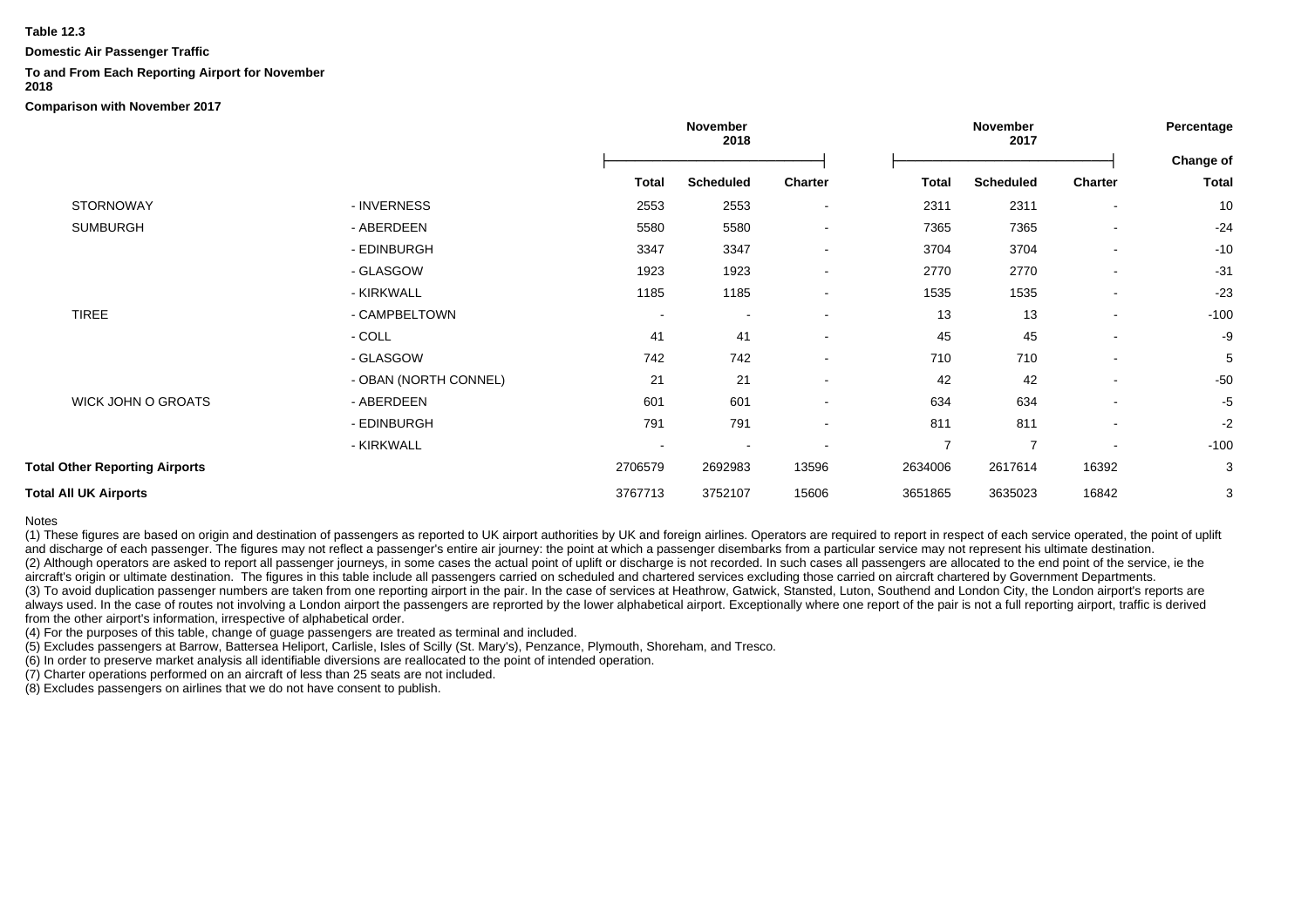**Table 12.3**

**Domestic Air Passenger Traffic**

**To and From Each Reporting Airport for November 2018**

**Comparison with November 2017**

| | | November 2018 | | | November 2017 | | | Percentage |
|---|---|---|---|---|---|---|---|---|
| | | | | | | | | Change of |
| | | **Total** | **Scheduled** | **Charter** | **Total** | **Scheduled** | **Charter** | **Total** |
| STORNOWAY | - INVERNESS | 2553 | 2553 | - | 2311 | 2311 | - | 10 |
| SUMBURGH | - ABERDEEN | 5580 | 5580 | - | 7365 | 7365 | - | -24 |
| | - EDINBURGH | 3347 | 3347 | - | 3704 | 3704 | - | -10 |
| | - GLASGOW | 1923 | 1923 | - | 2770 | 2770 | - | -31 |
| | - KIRKWALL | 1185 | 1185 | - | 1535 | 1535 | - | -23 |
| TIREE | - CAMPBELTOWN | - | - | - | 13 | 13 | - | -100 |
| | - COLL | 41 | 41 | - | 45 | 45 | - | -9 |
| | - GLASGOW | 742 | 742 | - | 710 | 710 | - | 5 |
| | - OBAN (NORTH CONNEL) | 21 | 21 | - | 42 | 42 | - | -50 |
| WICK JOHN O GROATS | - ABERDEEN | 601 | 601 | - | 634 | 634 | - | -5 |
| | - EDINBURGH | 791 | 791 | - | 811 | 811 | - | -2 |
| | - KIRKWALL | - | - | - | 7 | 7 | - | -100 |
| **Total Other Reporting Airports** | | 2706579 | 2692983 | 13596 | 2634006 | 2617614 | 16392 | 3 |
| **Total All UK Airports** | | 3767713 | 3752107 | 15606 | 3651865 | 3635023 | 16842 | 3 |

Notes

(1) These figures are based on origin and destination of passengers as reported to UK airport authorities by UK and foreign airlines. Operators are required to report in respect of each service operated, the point of uplift and discharge of each passenger. The figures may not reflect a passenger's entire air journey: the point at which a passenger disembarks from a particular service may not represent his ultimate destination.

(2) Although operators are asked to report all passenger journeys, in some cases the actual point of uplift or discharge is not recorded. In such cases all passengers are allocated to the end point of the service, ie the aircraft's origin or ultimate destination. The figures in this table include all passengers carried on scheduled and chartered services excluding those carried on aircraft chartered by Government Departments.

(3) To avoid duplication passenger numbers are taken from one reporting airport in the pair. In the case of services at Heathrow, Gatwick, Stansted, Luton, Southend and London City, the London airport's reports are always used. In the case of routes not involving a London airport the passengers are reprorted by the lower alphabetical airport. Exceptionally where one report of the pair is not a full reporting airport, traffic is derived from the other airport's information, irrespective of alphabetical order.

(4) For the purposes of this table, change of guage passengers are treated as terminal and included.

(5) Excludes passengers at Barrow, Battersea Heliport, Carlisle, Isles of Scilly (St. Mary's), Penzance, Plymouth, Shoreham, and Tresco.

(6) In order to preserve market analysis all identifiable diversions are reallocated to the point of intended operation.

(7) Charter operations performed on an aircraft of less than 25 seats are not included.

(8) Excludes passengers on airlines that we do not have consent to publish.